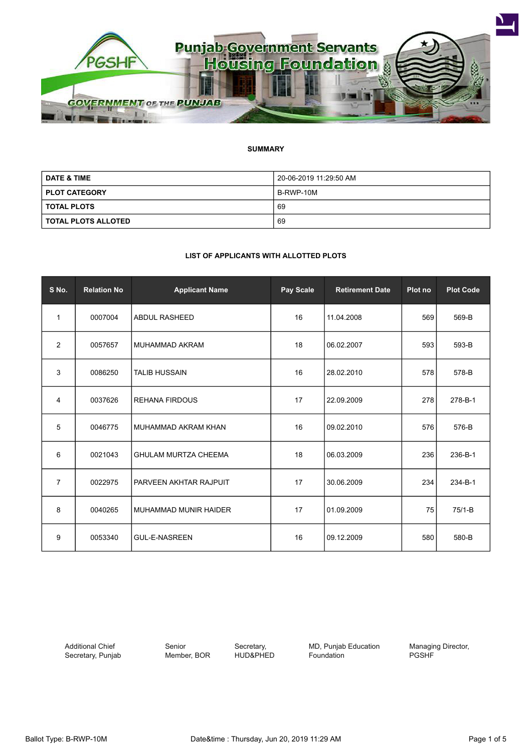Punjab Government Servants Housing Foundation

GOVERNMENT OF THE PUNJAB

## SUMMARY

| DATE & TIME | 20-06-2019 11:29:50 AM |
|---|---|
| PLOT CATEGORY | B-RWP-10M |
| TOTAL PLOTS | 69 |
| TOTAL PLOTS ALLOTED | 69 |

## LIST OF APPLICANTS WITH ALLOTTED PLOTS

| S No. | Relation No | Applicant Name | Pay Scale | Retirement Date | Plot no | Plot Code |
|---|---|---|---|---|---|---|
| 1 | 0007004 | ABDUL RASHEED | 16 | 11.04.2008 | 569 | 569-B |
| 2 | 0057657 | MUHAMMAD AKRAM | 18 | 06.02.2007 | 593 | 593-B |
| 3 | 0086250 | TALIB HUSSAIN | 16 | 28.02.2010 | 578 | 578-B |
| 4 | 0037626 | REHANA FIRDOUS | 17 | 22.09.2009 | 278 | 278-B-1 |
| 5 | 0046775 | MUHAMMAD AKRAM KHAN | 16 | 09.02.2010 | 576 | 576-B |
| 6 | 0021043 | GHULAM MURTZA CHEEMA | 18 | 06.03.2009 | 236 | 236-B-1 |
| 7 | 0022975 | PARVEEN AKHTAR RAJPUIT | 17 | 30.06.2009 | 234 | 234-B-1 |
| 8 | 0040265 | MUHAMMAD MUNIR HAIDER | 17 | 01.09.2009 | 75 | 75/1-B |
| 9 | 0053340 | GUL-E-NASREEN | 16 | 09.12.2009 | 580 | 580-B |

Additional Chief Secretary, Punjab | Senior Member, BOR | Secretary, HUD&PHED | MD, Punjab Education Foundation | Managing Director, PGSHF

Ballot Type: B-RWP-10M | Date&time : Thursday, Jun 20, 2019 11:29 AM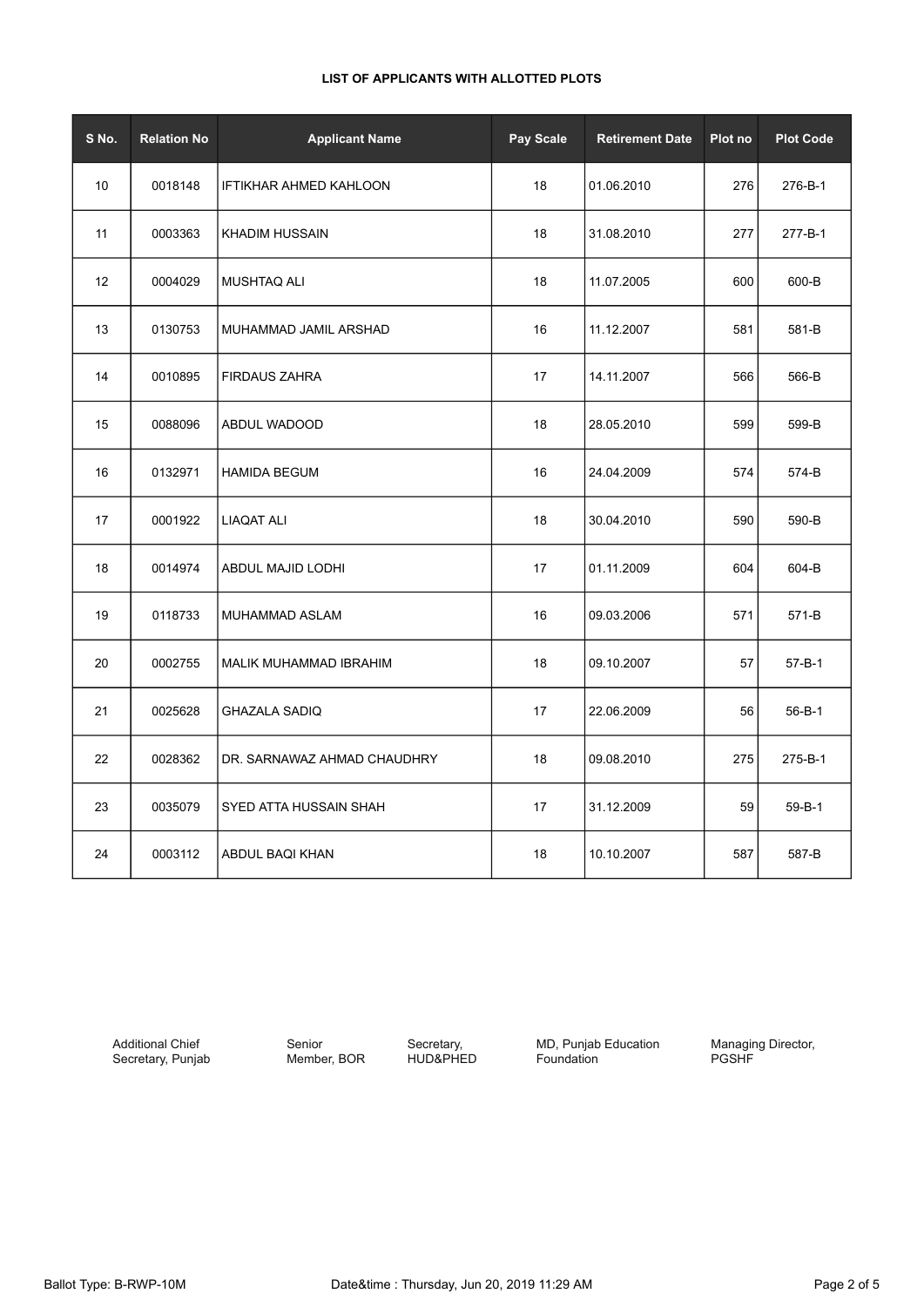**LIST OF APPLICANTS WITH ALLOTTED PLOTS**

| S No. | Relation No | Applicant Name | Pay Scale | Retirement Date | Plot no | Plot Code |
|---|---|---|---|---|---|---|
| 10 | 0018148 | IFTIKHAR AHMED KAHLOON | 18 | 01.06.2010 | 276 | 276-B-1 |
| 11 | 0003363 | KHADIM HUSSAIN | 18 | 31.08.2010 | 277 | 277-B-1 |
| 12 | 0004029 | MUSHTAQ ALI | 18 | 11.07.2005 | 600 | 600-B |
| 13 | 0130753 | MUHAMMAD JAMIL ARSHAD | 16 | 11.12.2007 | 581 | 581-B |
| 14 | 0010895 | FIRDAUS ZAHRA | 17 | 14.11.2007 | 566 | 566-B |
| 15 | 0088096 | ABDUL WADOOD | 18 | 28.05.2010 | 599 | 599-B |
| 16 | 0132971 | HAMIDA BEGUM | 16 | 24.04.2009 | 574 | 574-B |
| 17 | 0001922 | LIAQAT ALI | 18 | 30.04.2010 | 590 | 590-B |
| 18 | 0014974 | ABDUL MAJID LODHI | 17 | 01.11.2009 | 604 | 604-B |
| 19 | 0118733 | MUHAMMAD ASLAM | 16 | 09.03.2006 | 571 | 571-B |
| 20 | 0002755 | MALIK MUHAMMAD IBRAHIM | 18 | 09.10.2007 | 57 | 57-B-1 |
| 21 | 0025628 | GHAZALA SADIQ | 17 | 22.06.2009 | 56 | 56-B-1 |
| 22 | 0028362 | DR. SARNAWAZ AHMAD CHAUDHRY | 18 | 09.08.2010 | 275 | 275-B-1 |
| 23 | 0035079 | SYED ATTA HUSSAIN SHAH | 17 | 31.12.2009 | 59 | 59-B-1 |
| 24 | 0003112 | ABDUL BAQI KHAN | 18 | 10.10.2007 | 587 | 587-B |

Additional Chief Secretary, Punjab | Senior Member, BOR | Secretary, HUD&PHED | MD, Punjab Education Foundation | Managing Director, PGSHF

Ballot Type: B-RWP-10M | Date&time : Thursday, Jun 20, 2019 11:29 AM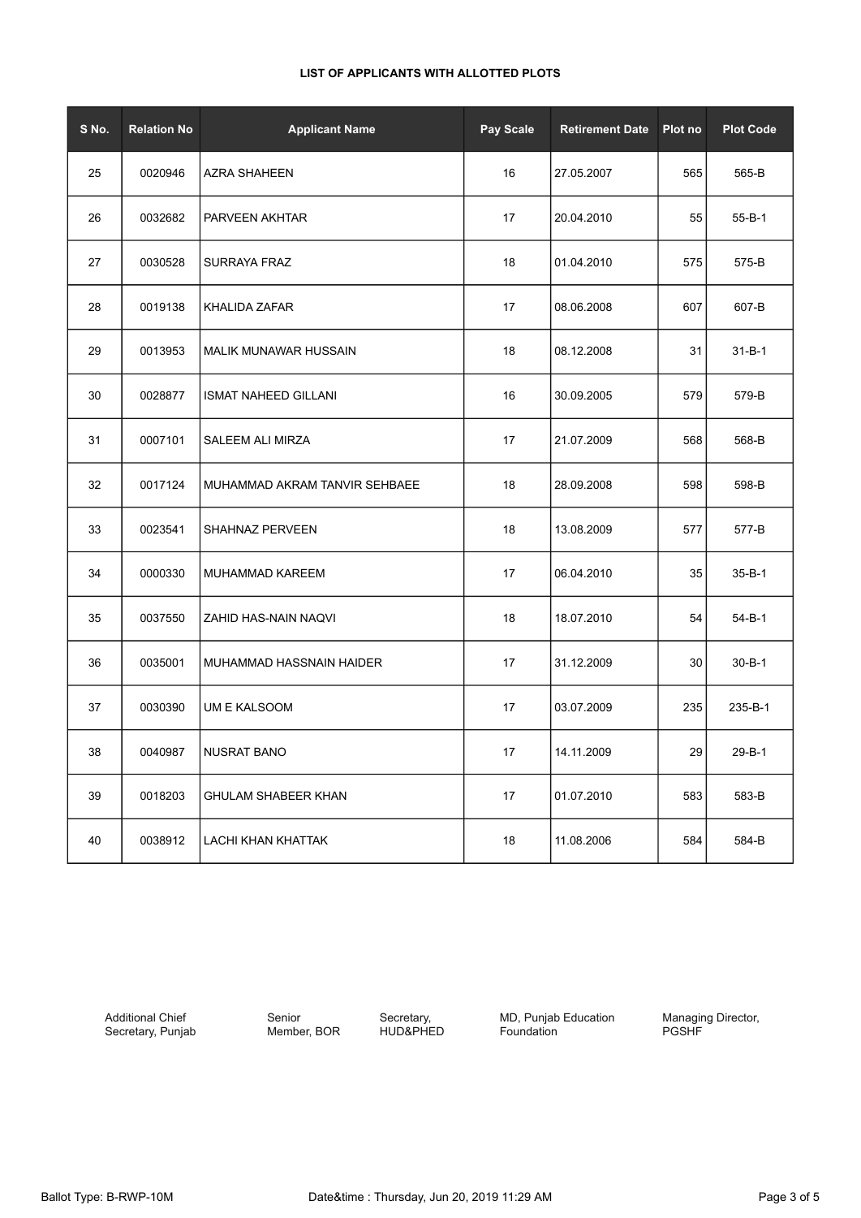**LIST OF APPLICANTS WITH ALLOTTED PLOTS**

| S No. | Relation No | Applicant Name | Pay Scale | Retirement Date | Plot no | Plot Code |
|---|---|---|---|---|---|---|
| 25 | 0020946 | AZRA SHAHEEN | 16 | 27.05.2007 | 565 | 565-B |
| 26 | 0032682 | PARVEEN AKHTAR | 17 | 20.04.2010 | 55 | 55-B-1 |
| 27 | 0030528 | SURRAYA FRAZ | 18 | 01.04.2010 | 575 | 575-B |
| 28 | 0019138 | KHALIDA ZAFAR | 17 | 08.06.2008 | 607 | 607-B |
| 29 | 0013953 | MALIK MUNAWAR HUSSAIN | 18 | 08.12.2008 | 31 | 31-B-1 |
| 30 | 0028877 | ISMAT NAHEED GILLANI | 16 | 30.09.2005 | 579 | 579-B |
| 31 | 0007101 | SALEEM ALI MIRZA | 17 | 21.07.2009 | 568 | 568-B |
| 32 | 0017124 | MUHAMMAD AKRAM TANVIR SEHBAEE | 18 | 28.09.2008 | 598 | 598-B |
| 33 | 0023541 | SHAHNAZ PERVEEN | 18 | 13.08.2009 | 577 | 577-B |
| 34 | 0000330 | MUHAMMAD KAREEM | 17 | 06.04.2010 | 35 | 35-B-1 |
| 35 | 0037550 | ZAHID HAS-NAIN NAQVI | 18 | 18.07.2010 | 54 | 54-B-1 |
| 36 | 0035001 | MUHAMMAD HASSNAIN HAIDER | 17 | 31.12.2009 | 30 | 30-B-1 |
| 37 | 0030390 | UM E KALSOOM | 17 | 03.07.2009 | 235 | 235-B-1 |
| 38 | 0040987 | NUSRAT BANO | 17 | 14.11.2009 | 29 | 29-B-1 |
| 39 | 0018203 | GHULAM SHABEER KHAN | 17 | 01.07.2010 | 583 | 583-B |
| 40 | 0038912 | LACHI KHAN KHATTAK | 18 | 11.08.2006 | 584 | 584-B |

Additional Chief Secretary, Punjab    Senior Member, BOR    Secretary, HUD&PHED    MD, Punjab Education Foundation    Managing Director, PGSHF

Ballot Type: B-RWP-10M    Date&time : Thursday, Jun 20, 2019 11:29 AM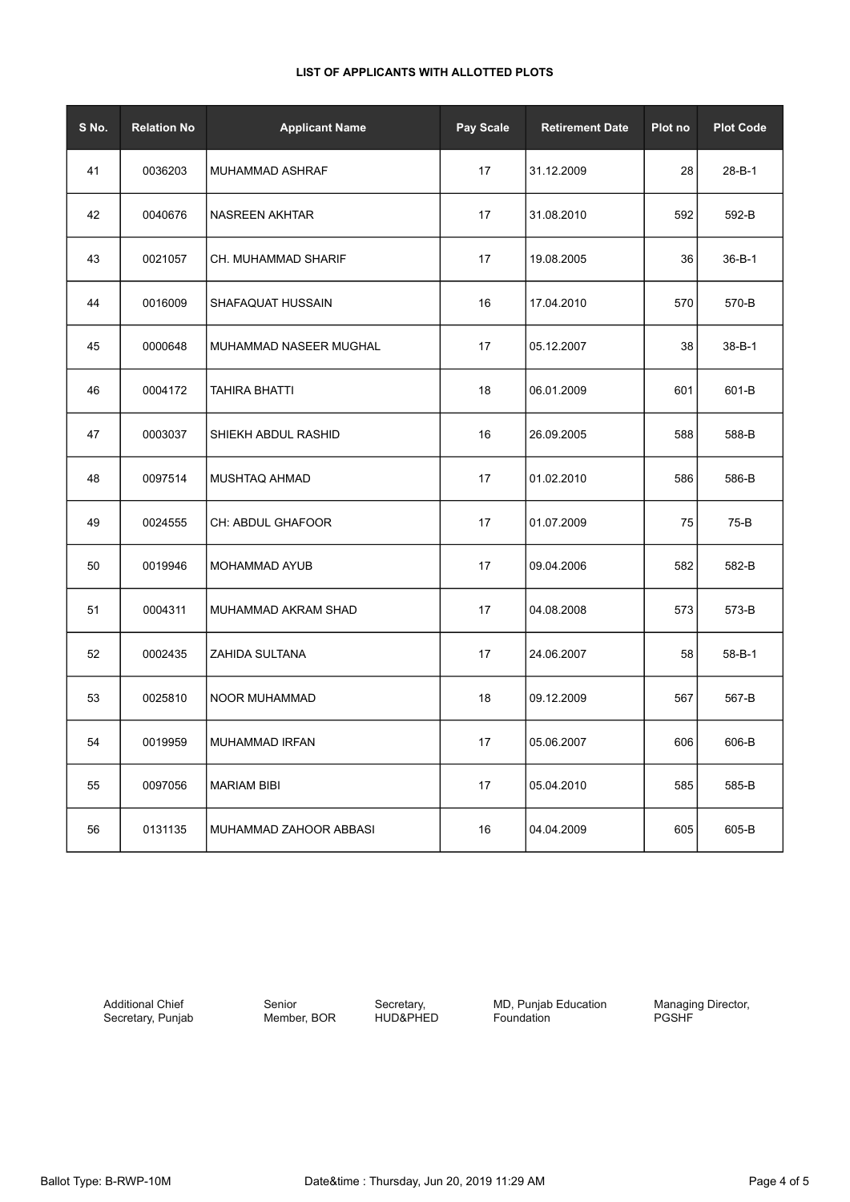**LIST OF APPLICANTS WITH ALLOTTED PLOTS**

| S No. | Relation No | Applicant Name | Pay Scale | Retirement Date | Plot no | Plot Code |
|---|---|---|---|---|---|---|
| 41 | 0036203 | MUHAMMAD ASHRAF | 17 | 31.12.2009 | 28 | 28-B-1 |
| 42 | 0040676 | NASREEN AKHTAR | 17 | 31.08.2010 | 592 | 592-B |
| 43 | 0021057 | CH. MUHAMMAD SHARIF | 17 | 19.08.2005 | 36 | 36-B-1 |
| 44 | 0016009 | SHAFAQUAT HUSSAIN | 16 | 17.04.2010 | 570 | 570-B |
| 45 | 0000648 | MUHAMMAD NASEER MUGHAL | 17 | 05.12.2007 | 38 | 38-B-1 |
| 46 | 0004172 | TAHIRA BHATTI | 18 | 06.01.2009 | 601 | 601-B |
| 47 | 0003037 | SHIEKH ABDUL RASHID | 16 | 26.09.2005 | 588 | 588-B |
| 48 | 0097514 | MUSHTAQ AHMAD | 17 | 01.02.2010 | 586 | 586-B |
| 49 | 0024555 | CH: ABDUL GHAFOOR | 17 | 01.07.2009 | 75 | 75-B |
| 50 | 0019946 | MOHAMMAD AYUB | 17 | 09.04.2006 | 582 | 582-B |
| 51 | 0004311 | MUHAMMAD AKRAM SHAD | 17 | 04.08.2008 | 573 | 573-B |
| 52 | 0002435 | ZAHIDA SULTANA | 17 | 24.06.2007 | 58 | 58-B-1 |
| 53 | 0025810 | NOOR MUHAMMAD | 18 | 09.12.2009 | 567 | 567-B |
| 54 | 0019959 | MUHAMMAD IRFAN | 17 | 05.06.2007 | 606 | 606-B |
| 55 | 0097056 | MARIAM BIBI | 17 | 05.04.2010 | 585 | 585-B |
| 56 | 0131135 | MUHAMMAD ZAHOOR ABBASI | 16 | 04.04.2009 | 605 | 605-B |

Additional Chief Secretary, Punjab

Senior Member, BOR

Secretary, HUD&PHED

MD, Punjab Education Foundation

Managing Director, PGSHF

Ballot Type: B-RWP-10M

Date&time : Thursday, Jun 20, 2019 11:29 AM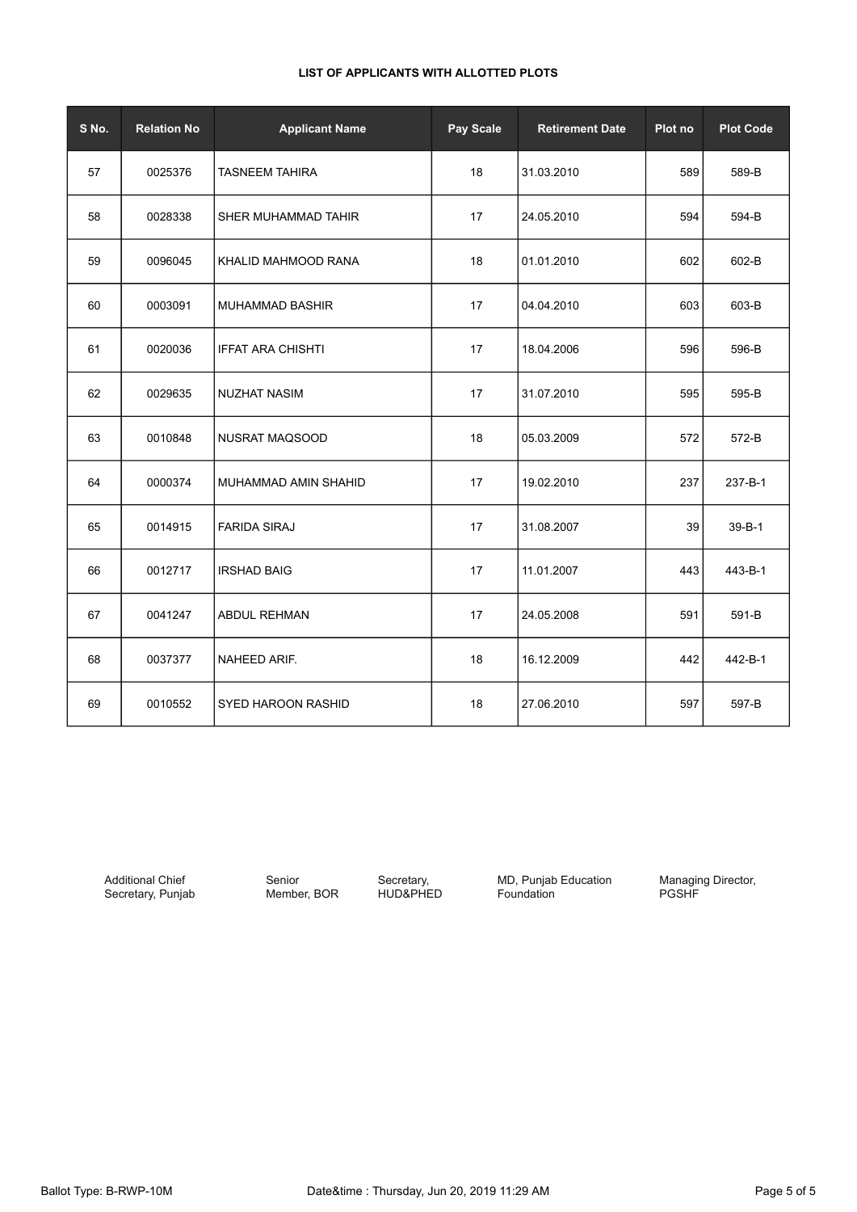**LIST OF APPLICANTS WITH ALLOTTED PLOTS**

| S No. | Relation No | Applicant Name | Pay Scale | Retirement Date | Plot no | Plot Code |
|---|---|---|---|---|---|---|
| 57 | 0025376 | TASNEEM TAHIRA | 18 | 31.03.2010 | 589 | 589-B |
| 58 | 0028338 | SHER MUHAMMAD TAHIR | 17 | 24.05.2010 | 594 | 594-B |
| 59 | 0096045 | KHALID MAHMOOD RANA | 18 | 01.01.2010 | 602 | 602-B |
| 60 | 0003091 | MUHAMMAD BASHIR | 17 | 04.04.2010 | 603 | 603-B |
| 61 | 0020036 | IFFAT ARA CHISHTI | 17 | 18.04.2006 | 596 | 596-B |
| 62 | 0029635 | NUZHAT NASIM | 17 | 31.07.2010 | 595 | 595-B |
| 63 | 0010848 | NUSRAT MAQSOOD | 18 | 05.03.2009 | 572 | 572-B |
| 64 | 0000374 | MUHAMMAD AMIN SHAHID | 17 | 19.02.2010 | 237 | 237-B-1 |
| 65 | 0014915 | FARIDA SIRAJ | 17 | 31.08.2007 | 39 | 39-B-1 |
| 66 | 0012717 | IRSHAD BAIG | 17 | 11.01.2007 | 443 | 443-B-1 |
| 67 | 0041247 | ABDUL REHMAN | 17 | 24.05.2008 | 591 | 591-B |
| 68 | 0037377 | NAHEED ARIF. | 18 | 16.12.2009 | 442 | 442-B-1 |
| 69 | 0010552 | SYED HAROON RASHID | 18 | 27.06.2010 | 597 | 597-B |

Additional Chief Secretary, Punjab

Senior Member, BOR

Secretary, HUD&PHED

MD, Punjab Education Foundation

Managing Director, PGSHF

Ballot Type: B-RWP-10M

Date&time : Thursday, Jun 20, 2019 11:29 AM